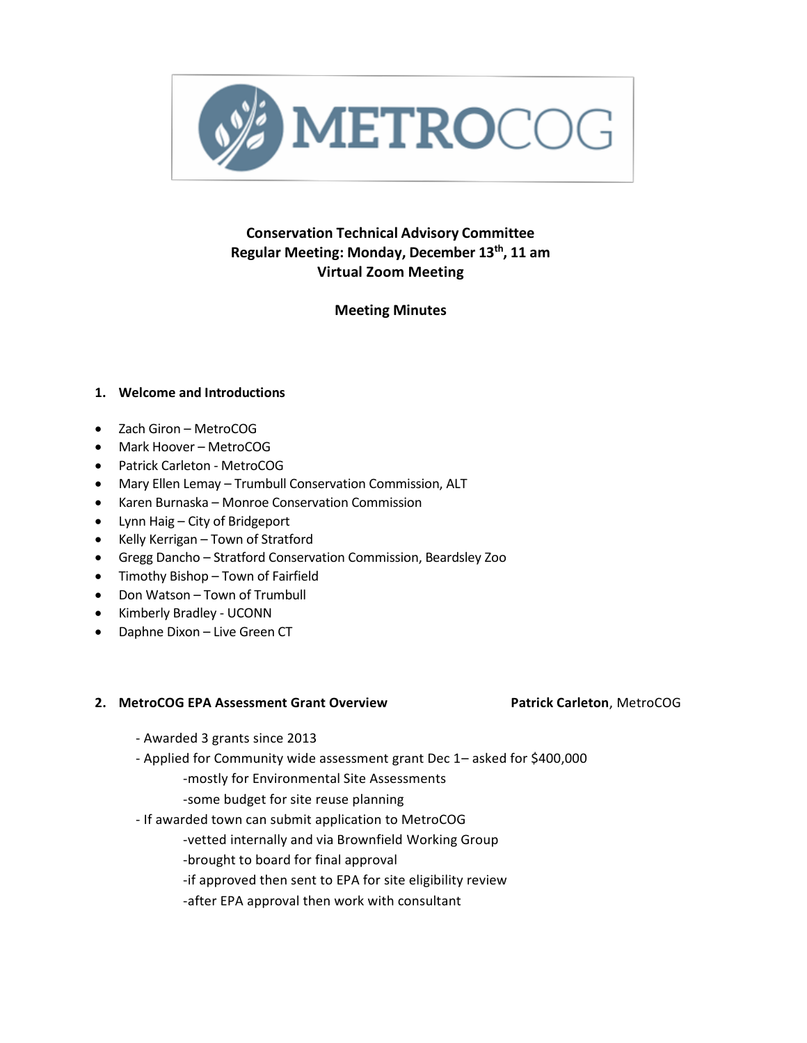METROCOG

**Conservation Technical Advisory Committee**
**Regular Meeting: Monday, December 13th, 11 am**
**Virtual Zoom Meeting**

**Meeting Minutes**

**1. Welcome and Introductions**

- Zach Giron – MetroCOG
- Mark Hoover – MetroCOG
- Patrick Carleton - MetroCOG
- Mary Ellen Lemay – Trumbull Conservation Commission, ALT
- Karen Burnaska – Monroe Conservation Commission
- Lynn Haig – City of Bridgeport
- Kelly Kerrigan – Town of Stratford
- Gregg Dancho – Stratford Conservation Commission, Beardsley Zoo
- Timothy Bishop – Town of Fairfield
- Don Watson – Town of Trumbull
- Kimberly Bradley - UCONN
- Daphne Dixon – Live Green CT

**2. MetroCOG EPA Assessment Grant Overview** — **Patrick Carleton**, MetroCOG

- Awarded 3 grants since 2013
- Applied for Community wide assessment grant Dec 1– asked for $400,000
    - mostly for Environmental Site Assessments
    - some budget for site reuse planning
- If awarded town can submit application to MetroCOG
    - vetted internally and via Brownfield Working Group
    - brought to board for final approval
    - if approved then sent to EPA for site eligibility review
    - after EPA approval then work with consultant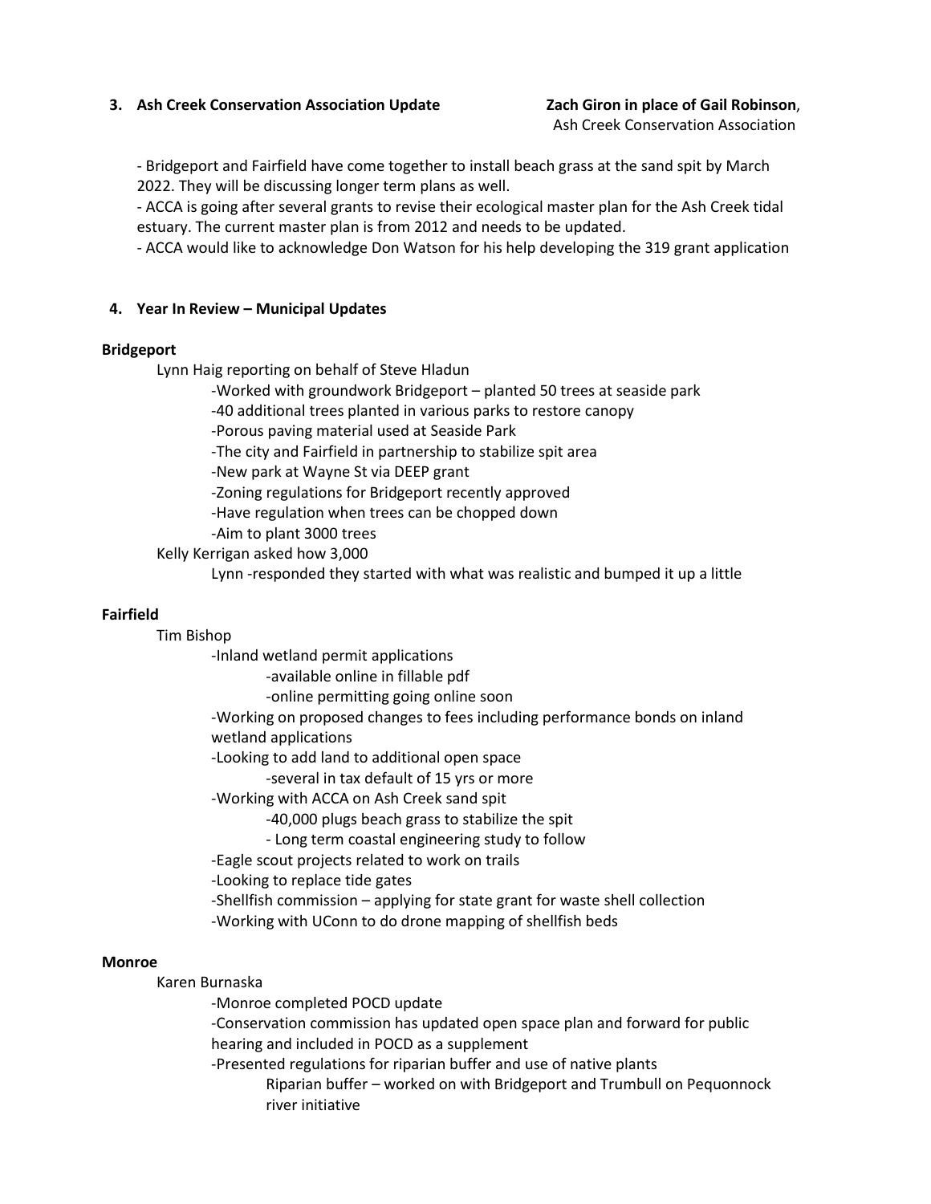**3. Ash Creek Conservation Association Update** **Zach Giron in place of Gail Robinson**, Ash Creek Conservation Association

- Bridgeport and Fairfield have come together to install beach grass at the sand spit by March 2022. They will be discussing longer term plans as well.
- ACCA is going after several grants to revise their ecological master plan for the Ash Creek tidal estuary. The current master plan is from 2012 and needs to be updated.
- ACCA would like to acknowledge Don Watson for his help developing the 319 grant application

**4. Year In Review – Municipal Updates**

**Bridgeport**

Lynn Haig reporting on behalf of Steve Hladun

- -Worked with groundwork Bridgeport – planted 50 trees at seaside park
- -40 additional trees planted in various parks to restore canopy
- -Porous paving material used at Seaside Park
- -The city and Fairfield in partnership to stabilize spit area
- -New park at Wayne St via DEEP grant
- -Zoning regulations for Bridgeport recently approved
- -Have regulation when trees can be chopped down
- -Aim to plant 3000 trees

Kelly Kerrigan asked how 3,000

- Lynn -responded they started with what was realistic and bumped it up a little

**Fairfield**

Tim Bishop

- -Inland wetland permit applications
  - -available online in fillable pdf
  - -online permitting going online soon
- -Working on proposed changes to fees including performance bonds on inland wetland applications
- -Looking to add land to additional open space
  - -several in tax default of 15 yrs or more
- -Working with ACCA on Ash Creek sand spit
  - -40,000 plugs beach grass to stabilize the spit
  - - Long term coastal engineering study to follow
- -Eagle scout projects related to work on trails
- -Looking to replace tide gates
- -Shellfish commission – applying for state grant for waste shell collection
- -Working with UConn to do drone mapping of shellfish beds

**Monroe**

Karen Burnaska

- -Monroe completed POCD update
- -Conservation commission has updated open space plan and forward for public hearing and included in POCD as a supplement
- -Presented regulations for riparian buffer and use of native plants
  - Riparian buffer – worked on with Bridgeport and Trumbull on Pequonnock river initiative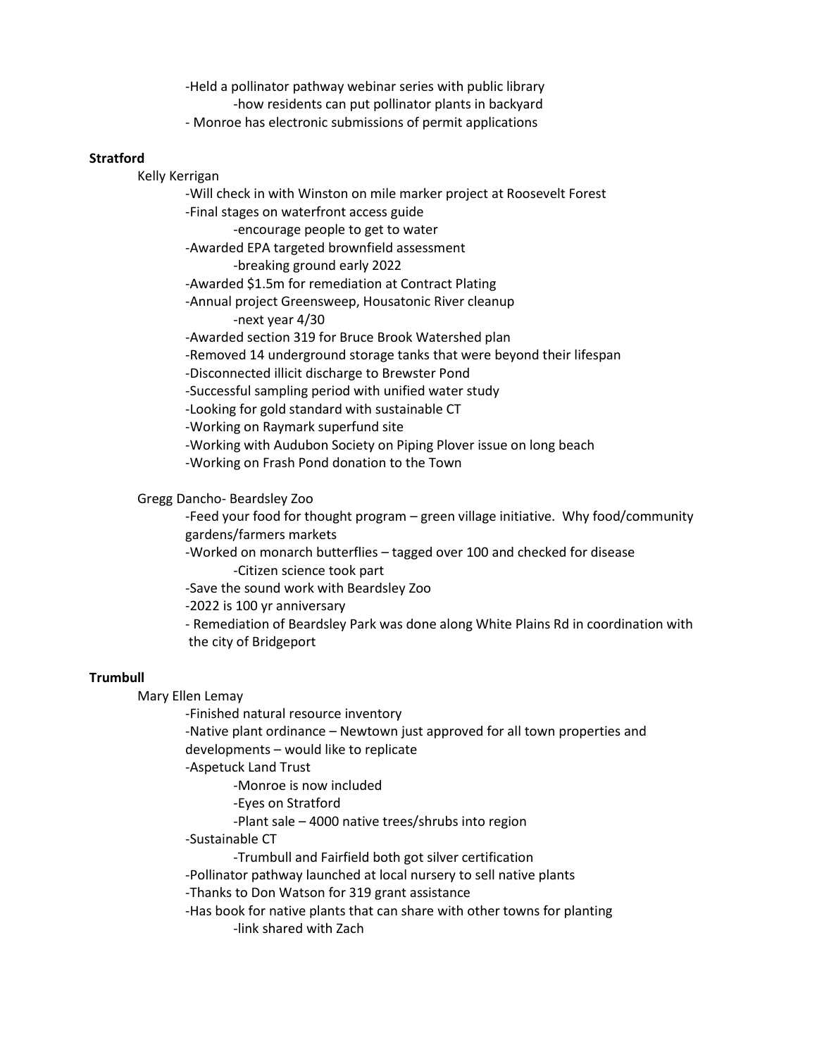- Held a pollinator pathway webinar series with public library
  - how residents can put pollinator plants in backyard
- Monroe has electronic submissions of permit applications

**Stratford**

Kelly Kerrigan

- Will check in with Winston on mile marker project at Roosevelt Forest
- Final stages on waterfront access guide
  - encourage people to get to water
- Awarded EPA targeted brownfield assessment
  - breaking ground early 2022
- Awarded $1.5m for remediation at Contract Plating
- Annual project Greensweep, Housatonic River cleanup
  - next year 4/30
- Awarded section 319 for Bruce Brook Watershed plan
- Removed 14 underground storage tanks that were beyond their lifespan
- Disconnected illicit discharge to Brewster Pond
- Successful sampling period with unified water study
- Looking for gold standard with sustainable CT
- Working on Raymark superfund site
- Working with Audubon Society on Piping Plover issue on long beach
- Working on Frash Pond donation to the Town

Gregg Dancho- Beardsley Zoo

- Feed your food for thought program – green village initiative. Why food/community gardens/farmers markets
- Worked on monarch butterflies – tagged over 100 and checked for disease
  - Citizen science took part
- Save the sound work with Beardsley Zoo
- 2022 is 100 yr anniversary
- Remediation of Beardsley Park was done along White Plains Rd in coordination with the city of Bridgeport

**Trumbull**

Mary Ellen Lemay

- Finished natural resource inventory
- Native plant ordinance – Newtown just approved for all town properties and developments – would like to replicate
- Aspetuck Land Trust
  - Monroe is now included
  - Eyes on Stratford
  - Plant sale – 4000 native trees/shrubs into region
- Sustainable CT
  - Trumbull and Fairfield both got silver certification
- Pollinator pathway launched at local nursery to sell native plants
- Thanks to Don Watson for 319 grant assistance
- Has book for native plants that can share with other towns for planting
  - link shared with Zach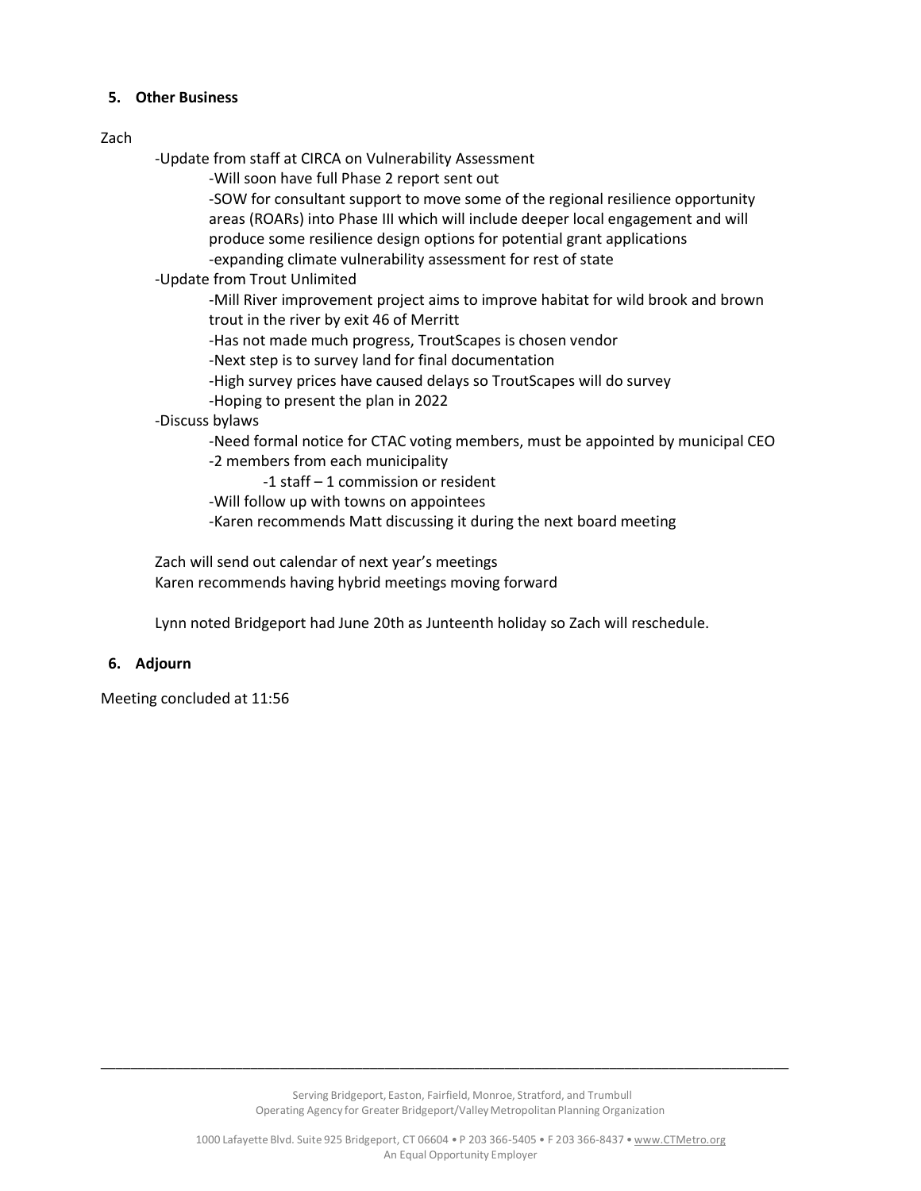## 5. Other Business

Zach

- -Update from staff at CIRCA on Vulnerability Assessment
    - -Will soon have full Phase 2 report sent out
    - -SOW for consultant support to move some of the regional resilience opportunity areas (ROARs) into Phase III which will include deeper local engagement and will produce some resilience design options for potential grant applications
    - -expanding climate vulnerability assessment for rest of state
- -Update from Trout Unlimited
    - -Mill River improvement project aims to improve habitat for wild brook and brown trout in the river by exit 46 of Merritt
    - -Has not made much progress, TroutScapes is chosen vendor
    - -Next step is to survey land for final documentation
    - -High survey prices have caused delays so TroutScapes will do survey
    - -Hoping to present the plan in 2022
- -Discuss bylaws
    - -Need formal notice for CTAC voting members, must be appointed by municipal CEO
    - -2 members from each municipality
        - -1 staff – 1 commission or resident
    - -Will follow up with towns on appointees
    - -Karen recommends Matt discussing it during the next board meeting

Zach will send out calendar of next year's meetings
Karen recommends having hybrid meetings moving forward

Lynn noted Bridgeport had June 20th as Junteenth holiday so Zach will reschedule.

## 6. Adjourn

Meeting concluded at 11:56